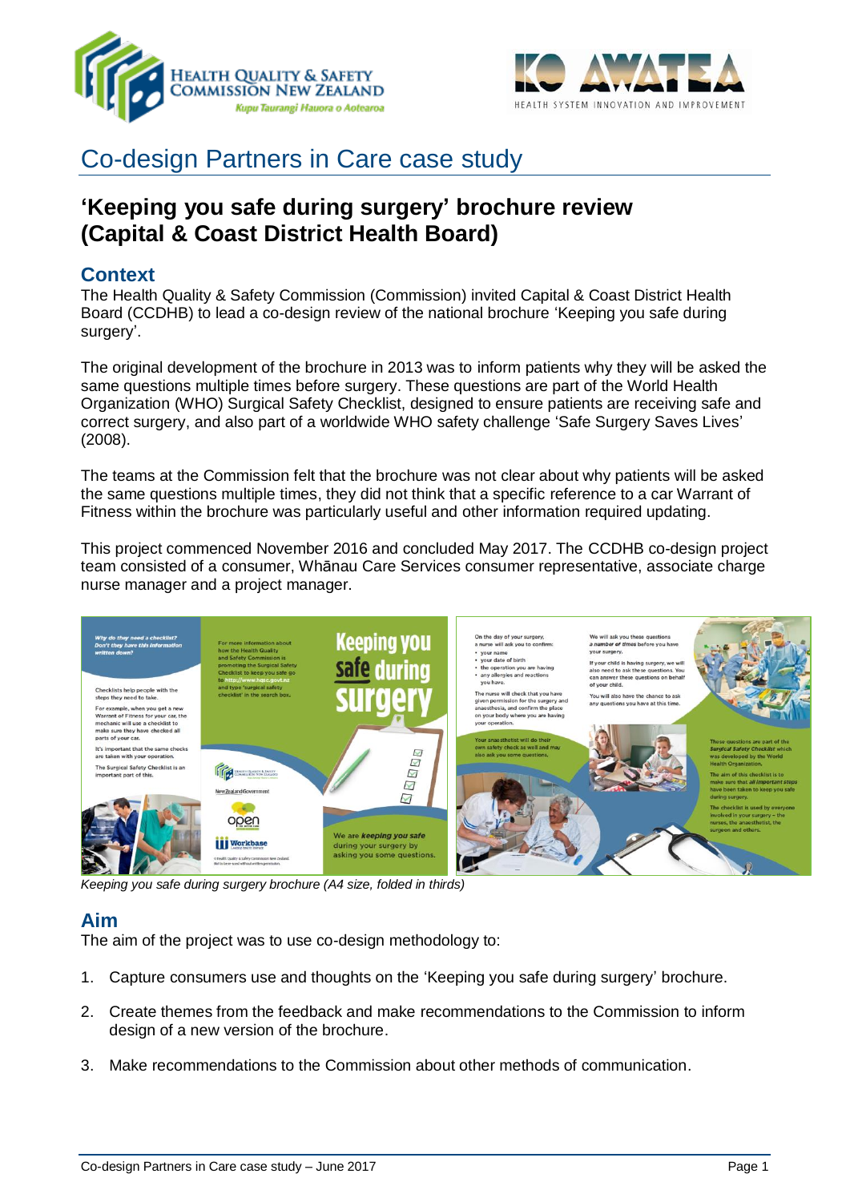# Co-design Partners in Care case study

## 'Keeping you safe during surgery' brochure review (Capital & Coast District Health Board)

### Context

The Health Quality & Safety Commission (Commission) invited Capital & Coast District Health Board (CCDHB) to lead a co-design review of the national brochure 'Keeping you safe during surgery'.

The original development of the brochure in 2013 was to inform patients why they will be asked the same questions multiple times before surgery. These questions are part of the World Health Organization (WHO) Surgical Safety Checklist, designed to ensure patients are receiving safe and correct surgery, and also part of a worldwide WHO safety challenge 'Safe Surgery Saves Lives' (2008).

The teams at the Commission felt that the brochure was not clear about why patients will be asked the same questions multiple times, they did not think that a specific reference to a car Warrant of Fitness within the brochure was particularly useful and other information required updating.

This project commenced November 2016 and concluded May 2017. The CCDHB co-design project team consisted of a consumer, Whānau Care Services consumer representative, associate charge nurse manager and a project manager.

*Keeping you safe during surgery brochure (A4 size, folded in thirds)*

### Aim

The aim of the project was to use co-design methodology to:

1. Capture consumers use and thoughts on the 'Keeping you safe during surgery' brochure.
2. Create themes from the feedback and make recommendations to the Commission to inform design of a new version of the brochure.
3. Make recommendations to the Commission about other methods of communication.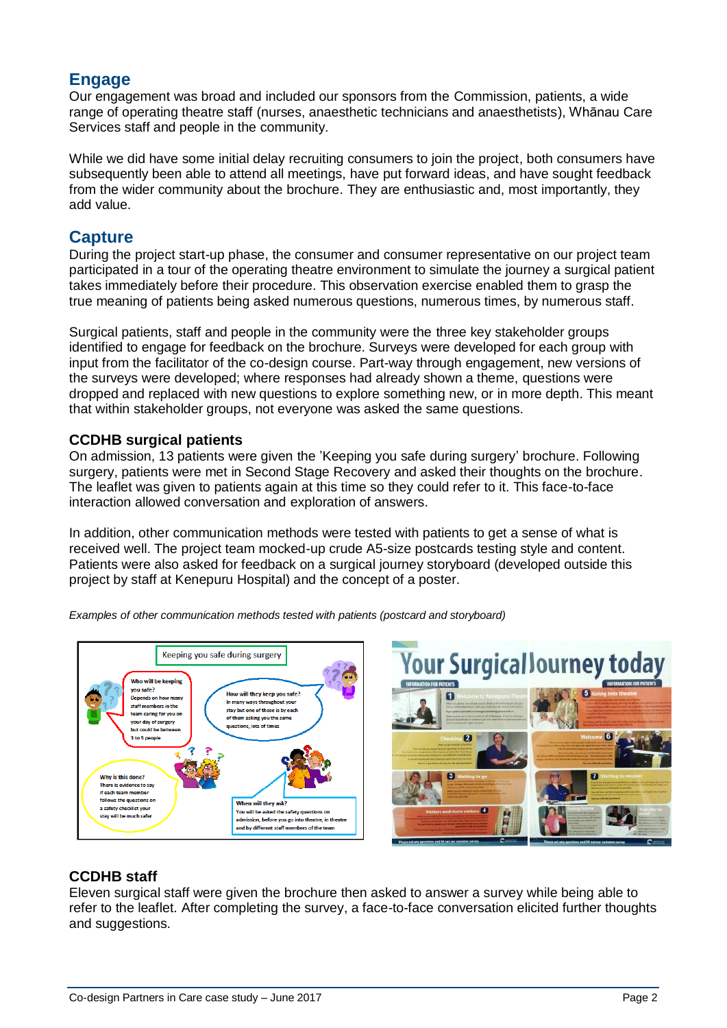## Engage

Our engagement was broad and included our sponsors from the Commission, patients, a wide range of operating theatre staff (nurses, anaesthetic technicians and anaesthetists), Whānau Care Services staff and people in the community.

While we did have some initial delay recruiting consumers to join the project, both consumers have subsequently been able to attend all meetings, have put forward ideas, and have sought feedback from the wider community about the brochure. They are enthusiastic and, most importantly, they add value.

## Capture

During the project start-up phase, the consumer and consumer representative on our project team participated in a tour of the operating theatre environment to simulate the journey a surgical patient takes immediately before their procedure. This observation exercise enabled them to grasp the true meaning of patients being asked numerous questions, numerous times, by numerous staff.

Surgical patients, staff and people in the community were the three key stakeholder groups identified to engage for feedback on the brochure. Surveys were developed for each group with input from the facilitator of the co-design course. Part-way through engagement, new versions of the surveys were developed; where responses had already shown a theme, questions were dropped and replaced with new questions to explore something new, or in more depth. This meant that within stakeholder groups, not everyone was asked the same questions.

### CCDHB surgical patients

On admission, 13 patients were given the 'Keeping you safe during surgery' brochure. Following surgery, patients were met in Second Stage Recovery and asked their thoughts on the brochure. The leaflet was given to patients again at this time so they could refer to it. This face-to-face interaction allowed conversation and exploration of answers.

In addition, other communication methods were tested with patients to get a sense of what is received well. The project team mocked-up crude A5-size postcards testing style and content. Patients were also asked for feedback on a surgical journey storyboard (developed outside this project by staff at Kenepuru Hospital) and the concept of a poster.

*Examples of other communication methods tested with patients (postcard and storyboard)*

### CCDHB staff

Eleven surgical staff were given the brochure then asked to answer a survey while being able to refer to the leaflet. After completing the survey, a face-to-face conversation elicited further thoughts and suggestions.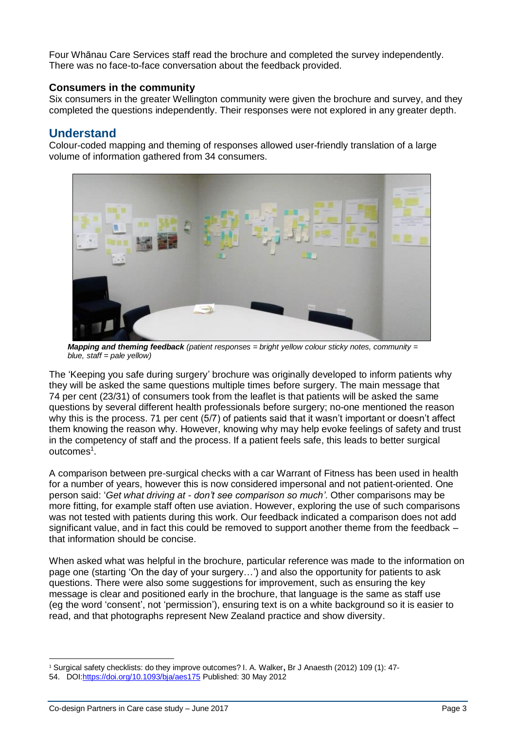Four Whānau Care Services staff read the brochure and completed the survey independently. There was no face-to-face conversation about the feedback provided.

### Consumers in the community

Six consumers in the greater Wellington community were given the brochure and survey, and they completed the questions independently. Their responses were not explored in any greater depth.

## Understand

Colour-coded mapping and theming of responses allowed user-friendly translation of a large volume of information gathered from 34 consumers.

***Mapping and theming feedback*** *(patient responses = bright yellow colour sticky notes, community = blue, staff = pale yellow)*

The 'Keeping you safe during surgery' brochure was originally developed to inform patients why they will be asked the same questions multiple times before surgery. The main message that 74 per cent (23/31) of consumers took from the leaflet is that patients will be asked the same questions by several different health professionals before surgery; no-one mentioned the reason why this is the process. 71 per cent (5/7) of patients said that it wasn't important or doesn't affect them knowing the reason why. However, knowing why may help evoke feelings of safety and trust in the competency of staff and the process. If a patient feels safe, this leads to better surgical outcomes[1].

A comparison between pre-surgical checks with a car Warrant of Fitness has been used in health for a number of years, however this is now considered impersonal and not patient-oriented. One person said: '*Get what driving at - don't see comparison so much'*. Other comparisons may be more fitting, for example staff often use aviation. However, exploring the use of such comparisons was not tested with patients during this work. Our feedback indicated a comparison does not add significant value, and in fact this could be removed to support another theme from the feedback – that information should be concise.

When asked what was helpful in the brochure, particular reference was made to the information on page one (starting 'On the day of your surgery…') and also the opportunity for patients to ask questions. There were also some suggestions for improvement, such as ensuring the key message is clear and positioned early in the brochure, that language is the same as staff use (eg the word 'consent', not 'permission'), ensuring text is on a white background so it is easier to read, and that photographs represent New Zealand practice and show diversity.

[1] Surgical safety checklists: do they improve outcomes? I. A. Walker, Br J Anaesth (2012) 109 (1): 47-54. DOI:https://doi.org/10.1093/bja/aes175 Published: 30 May 2012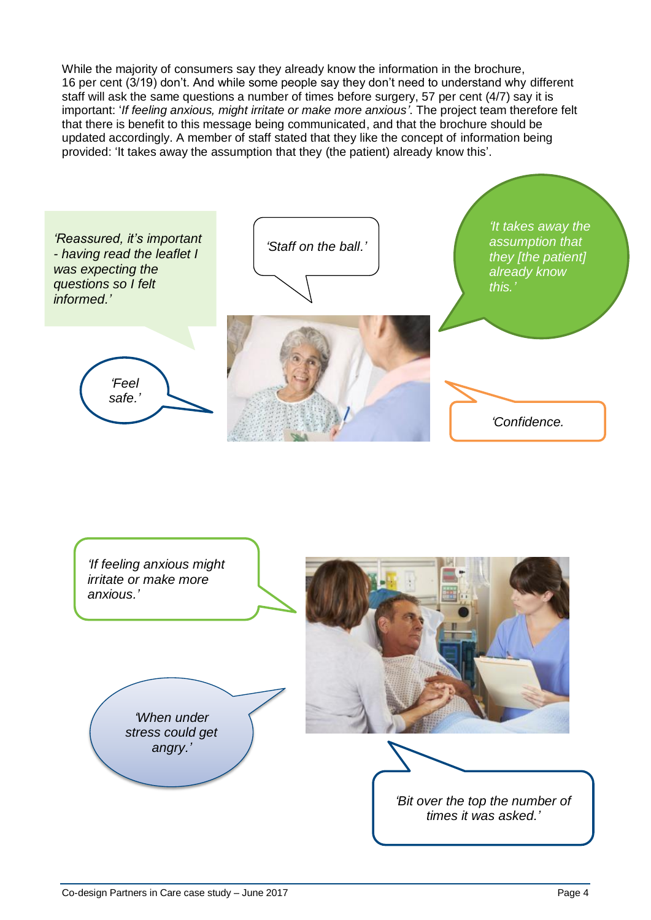While the majority of consumers say they already know the information in the brochure, 16 per cent (3/19) don't. And while some people say they don't need to understand why different staff will ask the same questions a number of times before surgery, 57 per cent (4/7) say it is important: '*If feeling anxious, might irritate or make more anxious'*. The project team therefore felt that there is benefit to this message being communicated, and that the brochure should be updated accordingly. A member of staff stated that they like the concept of information being provided: 'It takes away the assumption that they (the patient) already know this'.

*'Reassured, it's important - having read the leaflet I was expecting the questions so I felt informed.'*

*'Staff on the ball.'*

*'It takes away the assumption that they [the patient] already know this.'*

*'Feel safe.'*

*'Confidence.*

*'If feeling anxious might irritate or make more anxious.'*

*'When under stress could get angry.'*

*'Bit over the top the number of times it was asked.'*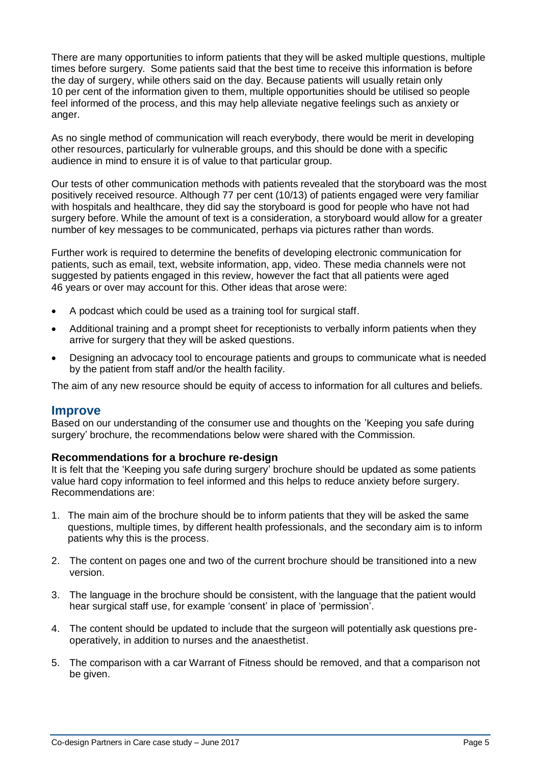There are many opportunities to inform patients that they will be asked multiple questions, multiple times before surgery. Some patients said that the best time to receive this information is before the day of surgery, while others said on the day. Because patients will usually retain only 10 per cent of the information given to them, multiple opportunities should be utilised so people feel informed of the process, and this may help alleviate negative feelings such as anxiety or anger.

As no single method of communication will reach everybody, there would be merit in developing other resources, particularly for vulnerable groups, and this should be done with a specific audience in mind to ensure it is of value to that particular group.

Our tests of other communication methods with patients revealed that the storyboard was the most positively received resource. Although 77 per cent (10/13) of patients engaged were very familiar with hospitals and healthcare, they did say the storyboard is good for people who have not had surgery before. While the amount of text is a consideration, a storyboard would allow for a greater number of key messages to be communicated, perhaps via pictures rather than words.

Further work is required to determine the benefits of developing electronic communication for patients, such as email, text, website information, app, video. These media channels were not suggested by patients engaged in this review, however the fact that all patients were aged 46 years or over may account for this. Other ideas that arose were:

- A podcast which could be used as a training tool for surgical staff.
- Additional training and a prompt sheet for receptionists to verbally inform patients when they arrive for surgery that they will be asked questions.
- Designing an advocacy tool to encourage patients and groups to communicate what is needed by the patient from staff and/or the health facility.

The aim of any new resource should be equity of access to information for all cultures and beliefs.

## Improve

Based on our understanding of the consumer use and thoughts on the 'Keeping you safe during surgery' brochure, the recommendations below were shared with the Commission.

### Recommendations for a brochure re-design

It is felt that the 'Keeping you safe during surgery' brochure should be updated as some patients value hard copy information to feel informed and this helps to reduce anxiety before surgery. Recommendations are:

1. The main aim of the brochure should be to inform patients that they will be asked the same questions, multiple times, by different health professionals, and the secondary aim is to inform patients why this is the process.
2. The content on pages one and two of the current brochure should be transitioned into a new version.
3. The language in the brochure should be consistent, with the language that the patient would hear surgical staff use, for example 'consent' in place of 'permission'.
4. The content should be updated to include that the surgeon will potentially ask questions pre-operatively, in addition to nurses and the anaesthetist.
5. The comparison with a car Warrant of Fitness should be removed, and that a comparison not be given.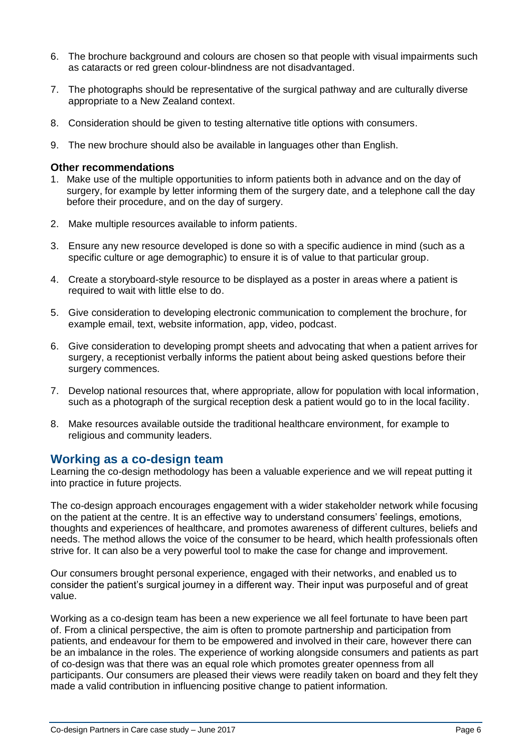6. The brochure background and colours are chosen so that people with visual impairments such as cataracts or red green colour-blindness are not disadvantaged.
7. The photographs should be representative of the surgical pathway and are culturally diverse appropriate to a New Zealand context.
8. Consideration should be given to testing alternative title options with consumers.
9. The new brochure should also be available in languages other than English.

### Other recommendations

1. Make use of the multiple opportunities to inform patients both in advance and on the day of surgery, for example by letter informing them of the surgery date, and a telephone call the day before their procedure, and on the day of surgery.
2. Make multiple resources available to inform patients.
3. Ensure any new resource developed is done so with a specific audience in mind (such as a specific culture or age demographic) to ensure it is of value to that particular group.
4. Create a storyboard-style resource to be displayed as a poster in areas where a patient is required to wait with little else to do.
5. Give consideration to developing electronic communication to complement the brochure, for example email, text, website information, app, video, podcast.
6. Give consideration to developing prompt sheets and advocating that when a patient arrives for surgery, a receptionist verbally informs the patient about being asked questions before their surgery commences.
7. Develop national resources that, where appropriate, allow for population with local information, such as a photograph of the surgical reception desk a patient would go to in the local facility.
8. Make resources available outside the traditional healthcare environment, for example to religious and community leaders.

## Working as a co-design team

Learning the co-design methodology has been a valuable experience and we will repeat putting it into practice in future projects.

The co-design approach encourages engagement with a wider stakeholder network while focusing on the patient at the centre. It is an effective way to understand consumers' feelings, emotions, thoughts and experiences of healthcare, and promotes awareness of different cultures, beliefs and needs. The method allows the voice of the consumer to be heard, which health professionals often strive for. It can also be a very powerful tool to make the case for change and improvement.

Our consumers brought personal experience, engaged with their networks, and enabled us to consider the patient's surgical journey in a different way. Their input was purposeful and of great value.

Working as a co-design team has been a new experience we all feel fortunate to have been part of. From a clinical perspective, the aim is often to promote partnership and participation from patients, and endeavour for them to be empowered and involved in their care, however there can be an imbalance in the roles. The experience of working alongside consumers and patients as part of co-design was that there was an equal role which promotes greater openness from all participants. Our consumers are pleased their views were readily taken on board and they felt they made a valid contribution in influencing positive change to patient information.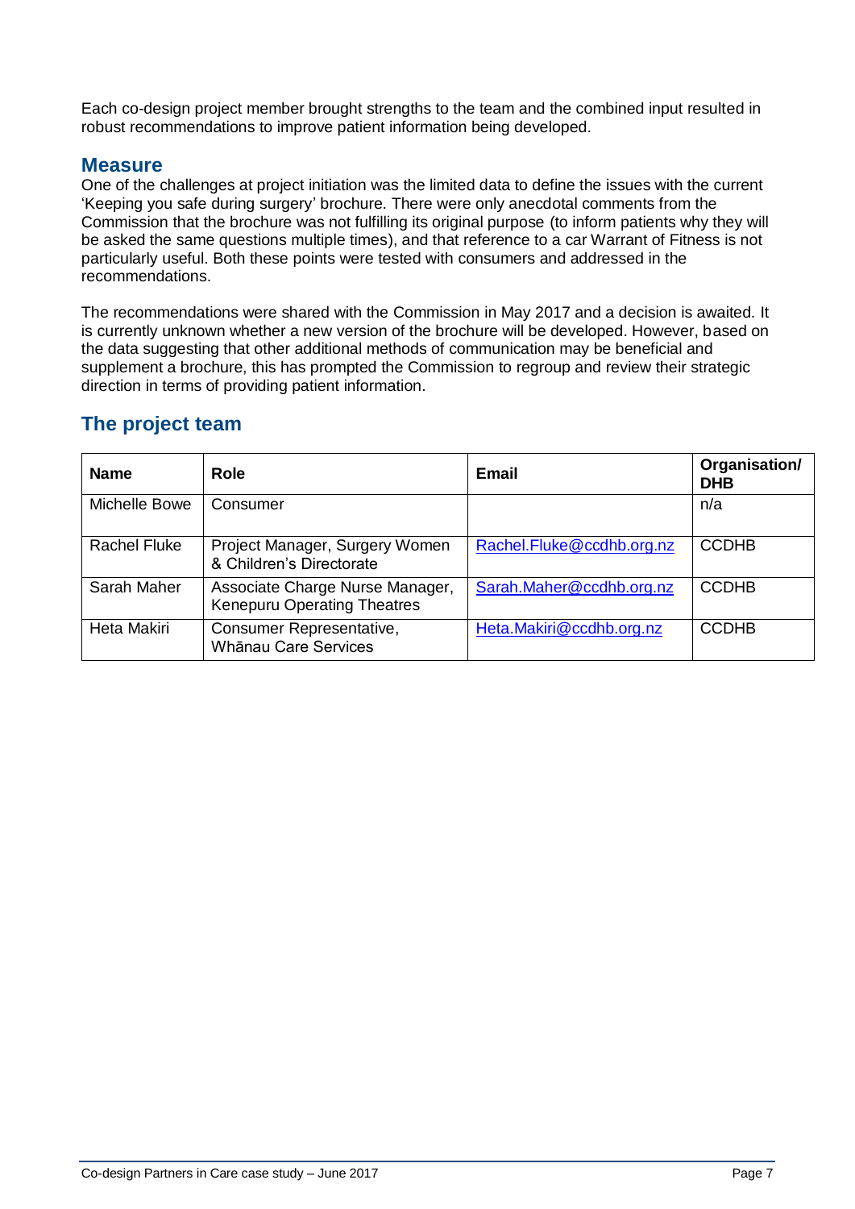Each co-design project member brought strengths to the team and the combined input resulted in robust recommendations to improve patient information being developed.

## Measure

One of the challenges at project initiation was the limited data to define the issues with the current 'Keeping you safe during surgery' brochure. There were only anecdotal comments from the Commission that the brochure was not fulfilling its original purpose (to inform patients why they will be asked the same questions multiple times), and that reference to a car Warrant of Fitness is not particularly useful. Both these points were tested with consumers and addressed in the recommendations.

The recommendations were shared with the Commission in May 2017 and a decision is awaited. It is currently unknown whether a new version of the brochure will be developed. However, based on the data suggesting that other additional methods of communication may be beneficial and supplement a brochure, this has prompted the Commission to regroup and review their strategic direction in terms of providing patient information.

## The project team

| Name | Role | Email | Organisation/ DHB |
|---|---|---|---|
| Michelle Bowe | Consumer | | n/a |
| Rachel Fluke | Project Manager, Surgery Women & Children's Directorate | Rachel.Fluke@ccdhb.org.nz | CCDHB |
| Sarah Maher | Associate Charge Nurse Manager, Kenepuru Operating Theatres | Sarah.Maher@ccdhb.org.nz | CCDHB |
| Heta Makiri | Consumer Representative, Whānau Care Services | Heta.Makiri@ccdhb.org.nz | CCDHB |